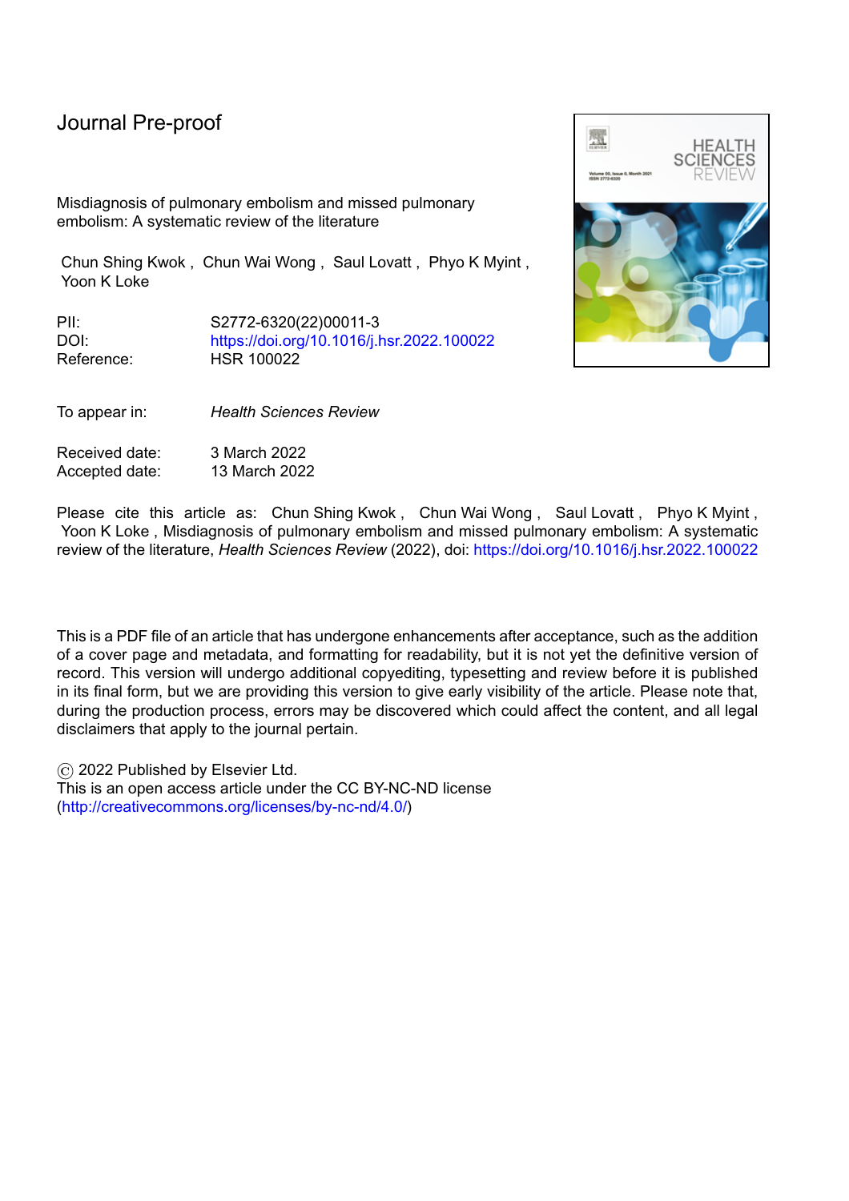Journal Pre-proof

Misdiagnosis of pulmonary embolism and missed pulmonary embolism: A systematic review of the literature

Chun Shing Kwok , Chun Wai Wong , Saul Lovatt , Phyo K Myint , Yoon K Loke

| | |
|---|---|
| PII: | S2772-6320(22)00011-3 |
| DOI: | https://doi.org/10.1016/j.hsr.2022.100022 |
| Reference: | HSR 100022 |

To appear in: *Health Sciences Review*

| | |
|---|---|
| Received date: | 3 March 2022 |
| Accepted date: | 13 March 2022 |

Please cite this article as: Chun Shing Kwok , Chun Wai Wong , Saul Lovatt , Phyo K Myint , Yoon K Loke , Misdiagnosis of pulmonary embolism and missed pulmonary embolism: A systematic review of the literature, *Health Sciences Review* (2022), doi: https://doi.org/10.1016/j.hsr.2022.100022

This is a PDF file of an article that has undergone enhancements after acceptance, such as the addition of a cover page and metadata, and formatting for readability, but it is not yet the definitive version of record. This version will undergo additional copyediting, typesetting and review before it is published in its final form, but we are providing this version to give early visibility of the article. Please note that, during the production process, errors may be discovered which could affect the content, and all legal disclaimers that apply to the journal pertain.

© 2022 Published by Elsevier Ltd.
This is an open access article under the CC BY-NC-ND license (http://creativecommons.org/licenses/by-nc-nd/4.0/)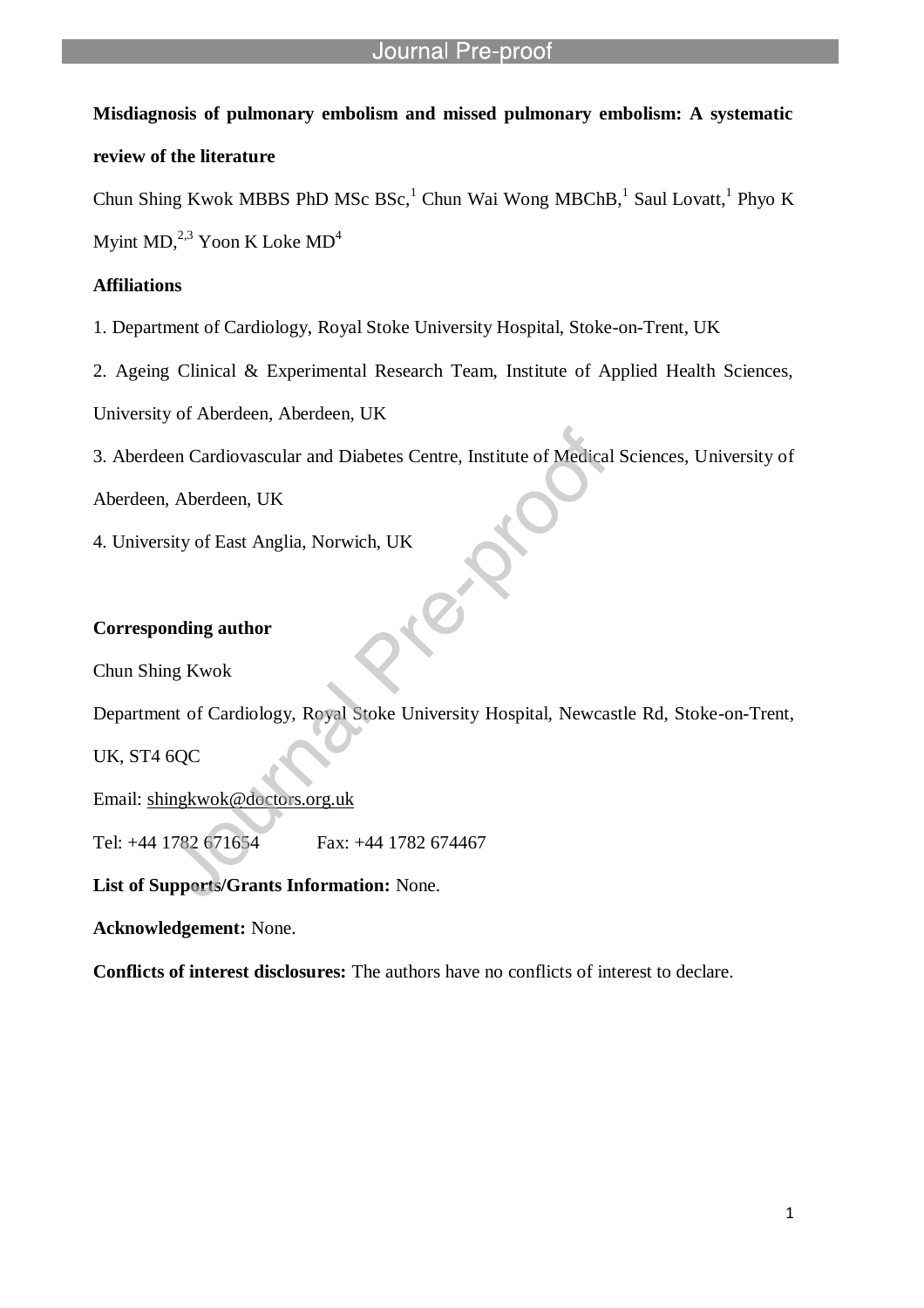**Misdiagnosis of pulmonary embolism and missed pulmonary embolism: A systematic review of the literature**

Chun Shing Kwok MBBS PhD MSc BSc,[1] Chun Wai Wong MBChB,[1] Saul Lovatt,[1] Phyo K Myint MD,[2,3] Yoon K Loke MD[4]

**Affiliations**

1. Department of Cardiology, Royal Stoke University Hospital, Stoke-on-Trent, UK

2. Ageing Clinical & Experimental Research Team, Institute of Applied Health Sciences, University of Aberdeen, Aberdeen, UK

3. Aberdeen Cardiovascular and Diabetes Centre, Institute of Medical Sciences, University of Aberdeen, Aberdeen, UK

4. University of East Anglia, Norwich, UK

**Corresponding author**

Chun Shing Kwok

Department of Cardiology, Royal Stoke University Hospital, Newcastle Rd, Stoke-on-Trent, UK, ST4 6QC

Email: shingkwok@doctors.org.uk

Tel: +44 1782 671654 Fax: +44 1782 674467

**List of Supports/Grants Information:** None.

**Acknowledgement:** None.

**Conflicts of interest disclosures:** The authors have no conflicts of interest to declare.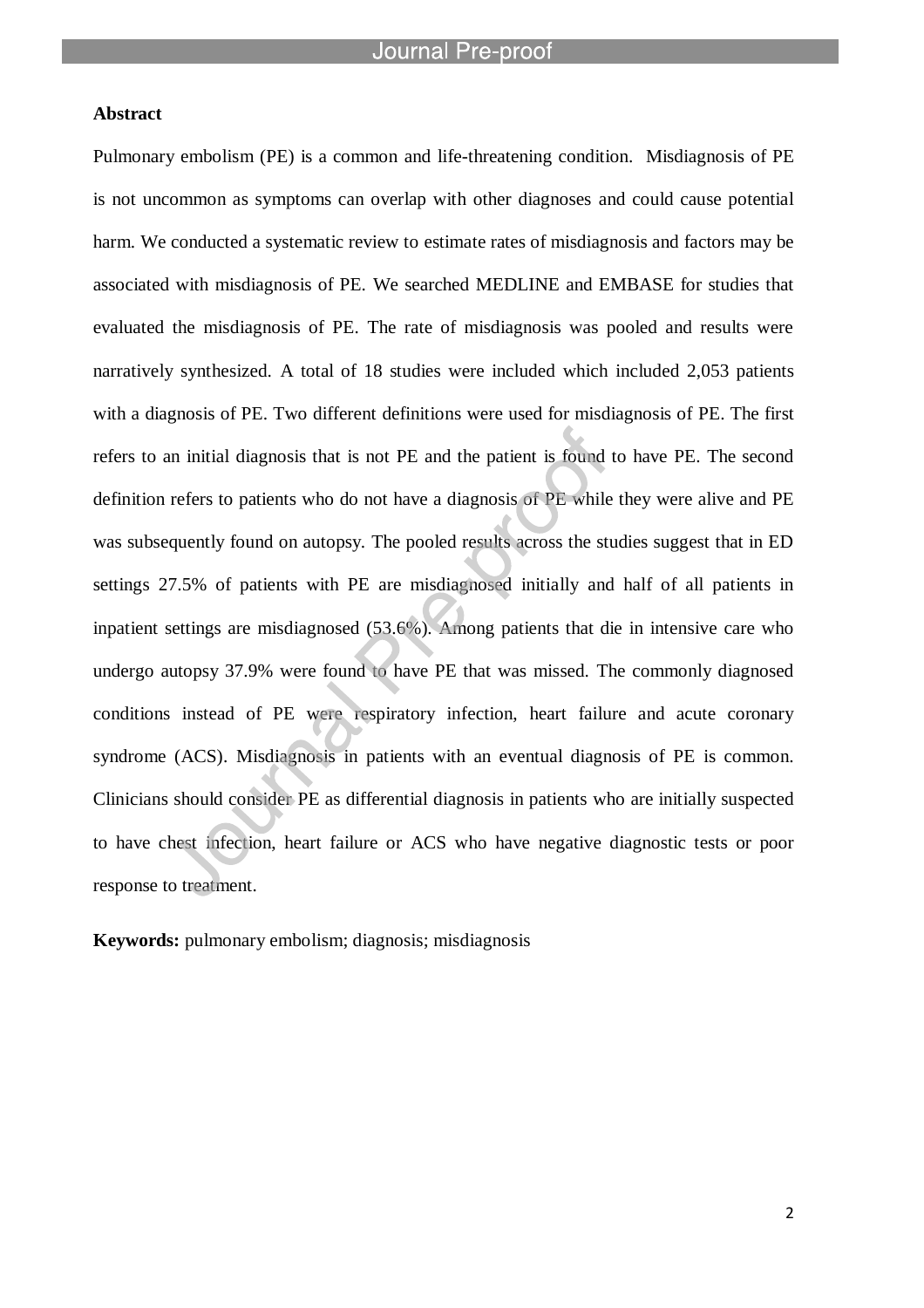**Abstract**

Pulmonary embolism (PE) is a common and life-threatening condition. Misdiagnosis of PE is not uncommon as symptoms can overlap with other diagnoses and could cause potential harm. We conducted a systematic review to estimate rates of misdiagnosis and factors may be associated with misdiagnosis of PE. We searched MEDLINE and EMBASE for studies that evaluated the misdiagnosis of PE. The rate of misdiagnosis was pooled and results were narratively synthesized. A total of 18 studies were included which included 2,053 patients with a diagnosis of PE. Two different definitions were used for misdiagnosis of PE. The first refers to an initial diagnosis that is not PE and the patient is found to have PE. The second definition refers to patients who do not have a diagnosis of PE while they were alive and PE was subsequently found on autopsy. The pooled results across the studies suggest that in ED settings 27.5% of patients with PE are misdiagnosed initially and half of all patients in inpatient settings are misdiagnosed (53.6%). Among patients that die in intensive care who undergo autopsy 37.9% were found to have PE that was missed. The commonly diagnosed conditions instead of PE were respiratory infection, heart failure and acute coronary syndrome (ACS). Misdiagnosis in patients with an eventual diagnosis of PE is common. Clinicians should consider PE as differential diagnosis in patients who are initially suspected to have chest infection, heart failure or ACS who have negative diagnostic tests or poor response to treatment.

**Keywords:** pulmonary embolism; diagnosis; misdiagnosis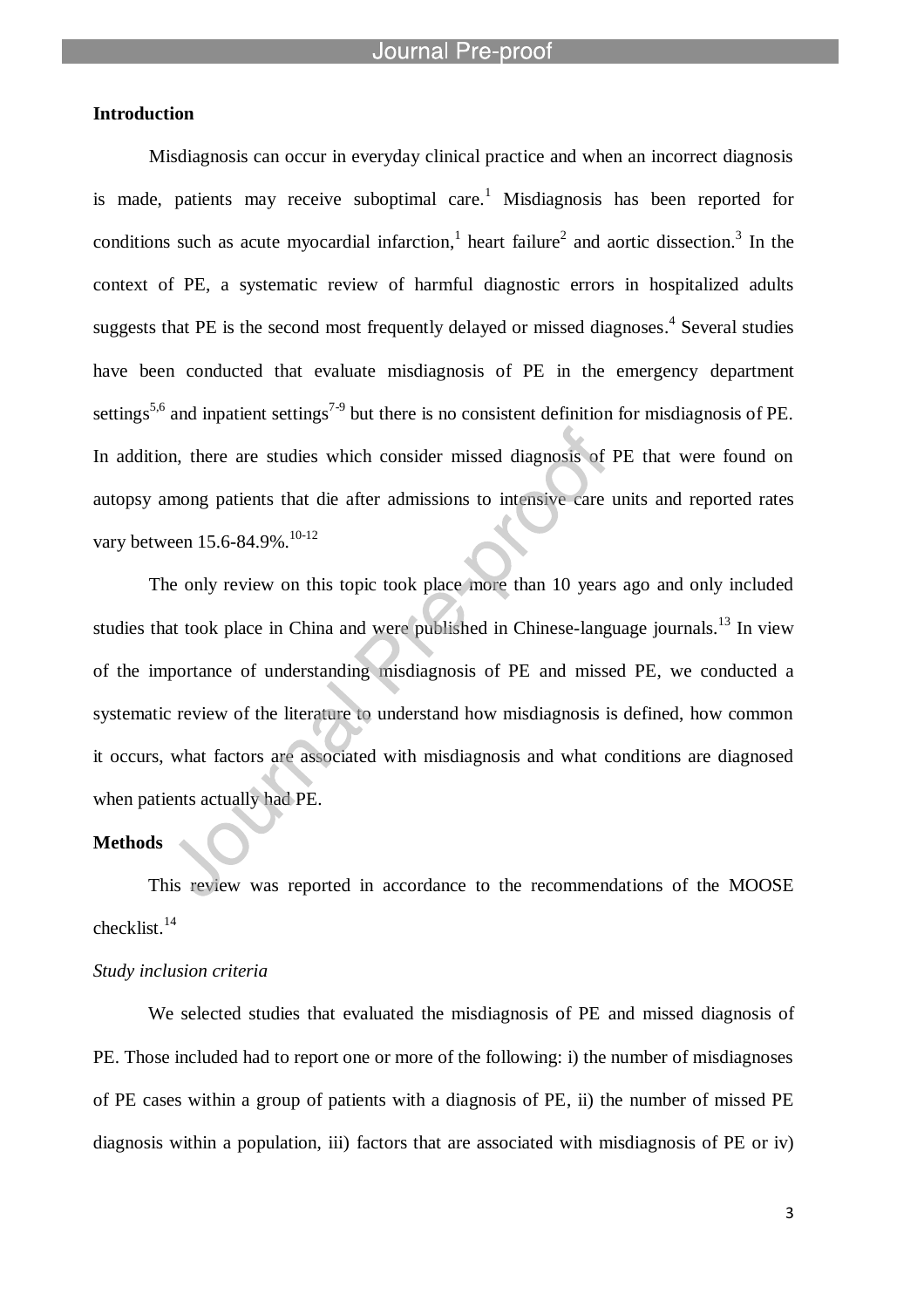## Introduction

Misdiagnosis can occur in everyday clinical practice and when an incorrect diagnosis is made, patients may receive suboptimal care.[1] Misdiagnosis has been reported for conditions such as acute myocardial infarction,[1] heart failure[2] and aortic dissection.[3] In the context of PE, a systematic review of harmful diagnostic errors in hospitalized adults suggests that PE is the second most frequently delayed or missed diagnoses.[4] Several studies have been conducted that evaluate misdiagnosis of PE in the emergency department settings[5,6] and inpatient settings[7-9] but there is no consistent definition for misdiagnosis of PE. In addition, there are studies which consider missed diagnosis of PE that were found on autopsy among patients that die after admissions to intensive care units and reported rates vary between 15.6-84.9%.[10-12]

The only review on this topic took place more than 10 years ago and only included studies that took place in China and were published in Chinese-language journals.[13] In view of the importance of understanding misdiagnosis of PE and missed PE, we conducted a systematic review of the literature to understand how misdiagnosis is defined, how common it occurs, what factors are associated with misdiagnosis and what conditions are diagnosed when patients actually had PE.

## Methods

This review was reported in accordance to the recommendations of the MOOSE checklist.[14]

### *Study inclusion criteria*

We selected studies that evaluated the misdiagnosis of PE and missed diagnosis of PE. Those included had to report one or more of the following: i) the number of misdiagnoses of PE cases within a group of patients with a diagnosis of PE, ii) the number of missed PE diagnosis within a population, iii) factors that are associated with misdiagnosis of PE or iv)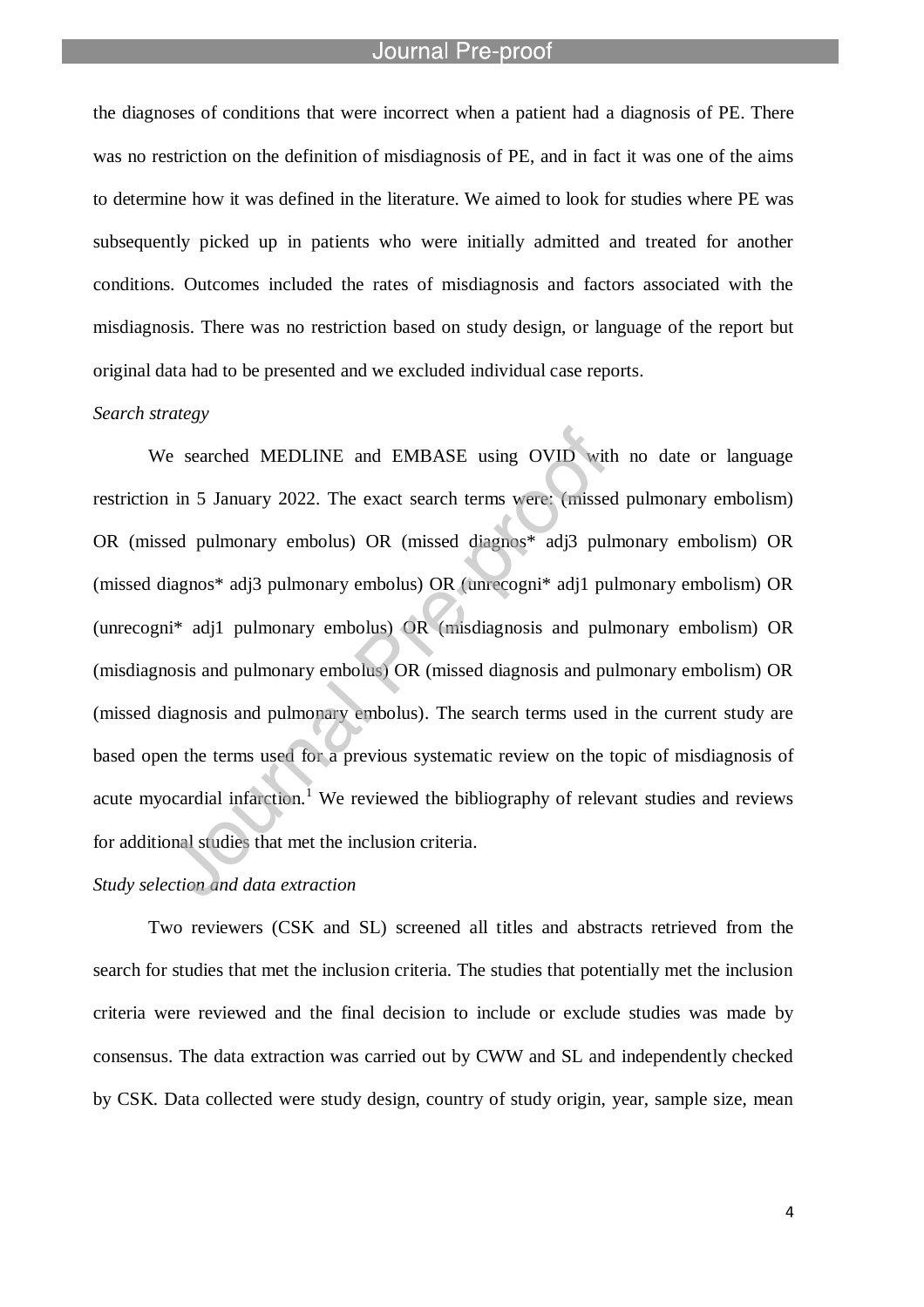the diagnoses of conditions that were incorrect when a patient had a diagnosis of PE. There was no restriction on the definition of misdiagnosis of PE, and in fact it was one of the aims to determine how it was defined in the literature. We aimed to look for studies where PE was subsequently picked up in patients who were initially admitted and treated for another conditions. Outcomes included the rates of misdiagnosis and factors associated with the misdiagnosis. There was no restriction based on study design, or language of the report but original data had to be presented and we excluded individual case reports.

*Search strategy*

We searched MEDLINE and EMBASE using OVID with no date or language restriction in 5 January 2022. The exact search terms were: (missed pulmonary embolism) OR (missed pulmonary embolus) OR (missed diagnos* adj3 pulmonary embolism) OR (missed diagnos* adj3 pulmonary embolus) OR (unrecogni* adj1 pulmonary embolism) OR (unrecogni* adj1 pulmonary embolus) OR (misdiagnosis and pulmonary embolism) OR (misdiagnosis and pulmonary embolus) OR (missed diagnosis and pulmonary embolism) OR (missed diagnosis and pulmonary embolus). The search terms used in the current study are based open the terms used for a previous systematic review on the topic of misdiagnosis of acute myocardial infarction.[1] We reviewed the bibliography of relevant studies and reviews for additional studies that met the inclusion criteria.

*Study selection and data extraction*

Two reviewers (CSK and SL) screened all titles and abstracts retrieved from the search for studies that met the inclusion criteria. The studies that potentially met the inclusion criteria were reviewed and the final decision to include or exclude studies was made by consensus. The data extraction was carried out by CWW and SL and independently checked by CSK. Data collected were study design, country of study origin, year, sample size, mean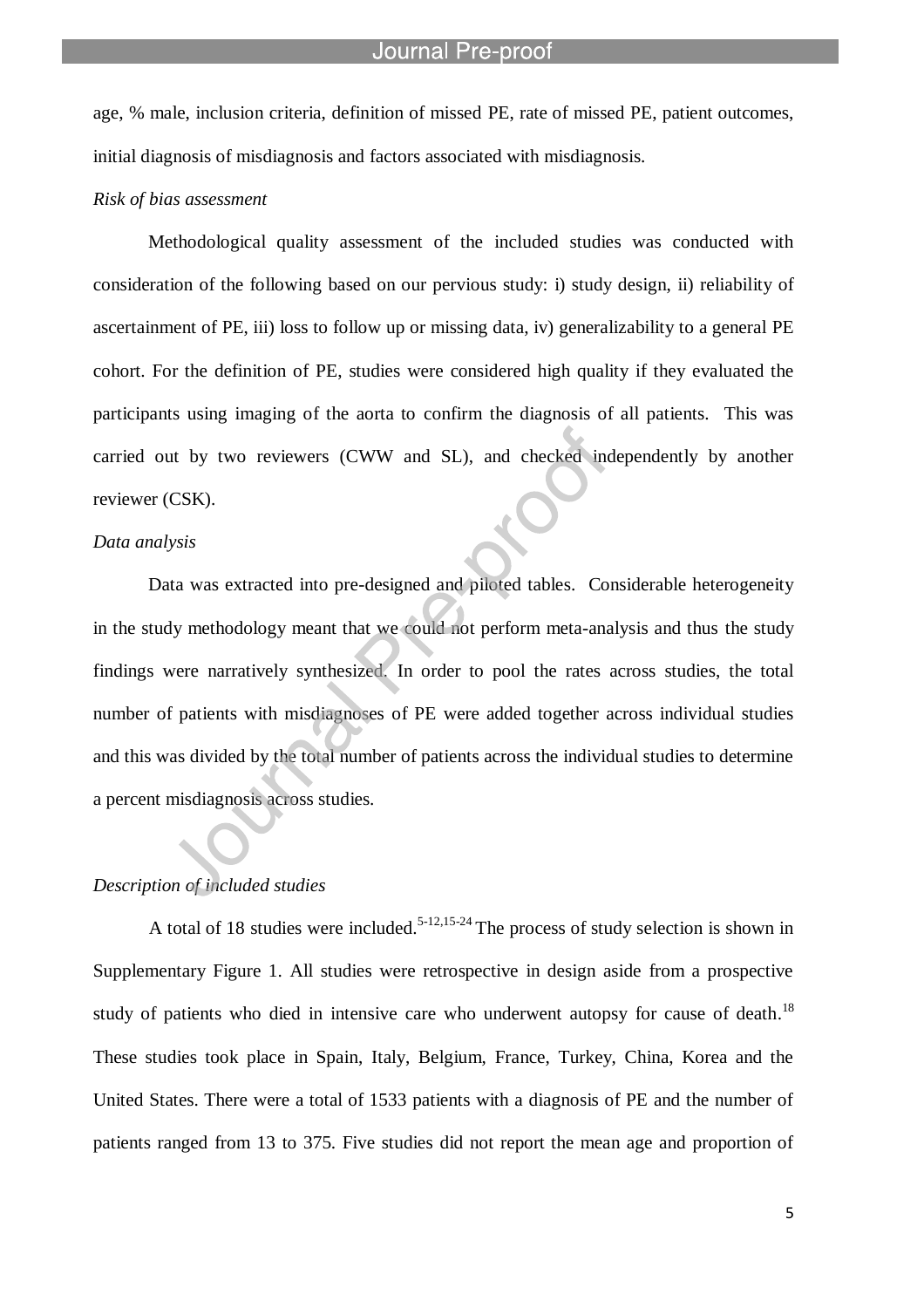age, % male, inclusion criteria, definition of missed PE, rate of missed PE, patient outcomes, initial diagnosis of misdiagnosis and factors associated with misdiagnosis.

*Risk of bias assessment*

Methodological quality assessment of the included studies was conducted with consideration of the following based on our pervious study: i) study design, ii) reliability of ascertainment of PE, iii) loss to follow up or missing data, iv) generalizability to a general PE cohort. For the definition of PE, studies were considered high quality if they evaluated the participants using imaging of the aorta to confirm the diagnosis of all patients. This was carried out by two reviewers (CWW and SL), and checked independently by another reviewer (CSK).

*Data analysis*

Data was extracted into pre-designed and piloted tables. Considerable heterogeneity in the study methodology meant that we could not perform meta-analysis and thus the study findings were narratively synthesized. In order to pool the rates across studies, the total number of patients with misdiagnoses of PE were added together across individual studies and this was divided by the total number of patients across the individual studies to determine a percent misdiagnosis across studies.

*Description of included studies*

A total of 18 studies were included.[5-12,15-24] The process of study selection is shown in Supplementary Figure 1. All studies were retrospective in design aside from a prospective study of patients who died in intensive care who underwent autopsy for cause of death.[18] These studies took place in Spain, Italy, Belgium, France, Turkey, China, Korea and the United States. There were a total of 1533 patients with a diagnosis of PE and the number of patients ranged from 13 to 375. Five studies did not report the mean age and proportion of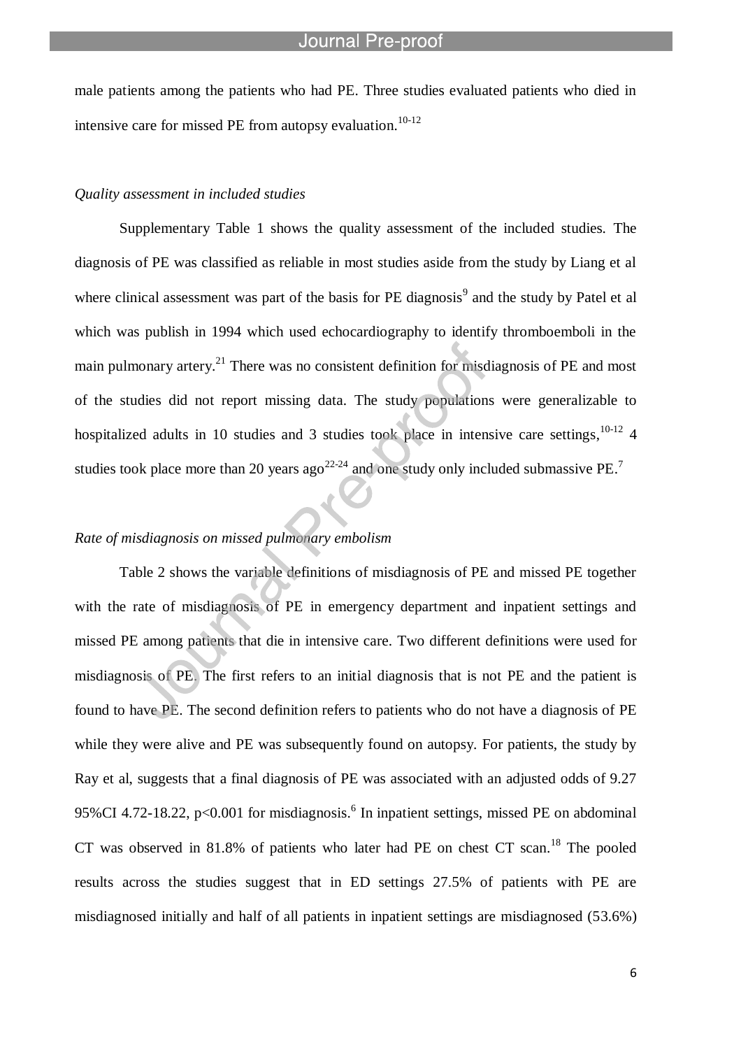male patients among the patients who had PE. Three studies evaluated patients who died in intensive care for missed PE from autopsy evaluation.[10-12]

*Quality assessment in included studies*

Supplementary Table 1 shows the quality assessment of the included studies. The diagnosis of PE was classified as reliable in most studies aside from the study by Liang et al where clinical assessment was part of the basis for PE diagnosis[9] and the study by Patel et al which was publish in 1994 which used echocardiography to identify thromboemboli in the main pulmonary artery.[21] There was no consistent definition for misdiagnosis of PE and most of the studies did not report missing data. The study populations were generalizable to hospitalized adults in 10 studies and 3 studies took place in intensive care settings,[10-12] 4 studies took place more than 20 years ago[22-24] and one study only included submassive PE.[7]

*Rate of misdiagnosis on missed pulmonary embolism*

Table 2 shows the variable definitions of misdiagnosis of PE and missed PE together with the rate of misdiagnosis of PE in emergency department and inpatient settings and missed PE among patients that die in intensive care. Two different definitions were used for misdiagnosis of PE. The first refers to an initial diagnosis that is not PE and the patient is found to have PE. The second definition refers to patients who do not have a diagnosis of PE while they were alive and PE was subsequently found on autopsy. For patients, the study by Ray et al, suggests that a final diagnosis of PE was associated with an adjusted odds of 9.27 95%CI 4.72-18.22, $p<0.001$ for misdiagnosis.[6] In inpatient settings, missed PE on abdominal CT was observed in 81.8% of patients who later had PE on chest CT scan.[18] The pooled results across the studies suggest that in ED settings 27.5% of patients with PE are misdiagnosed initially and half of all patients in inpatient settings are misdiagnosed (53.6%)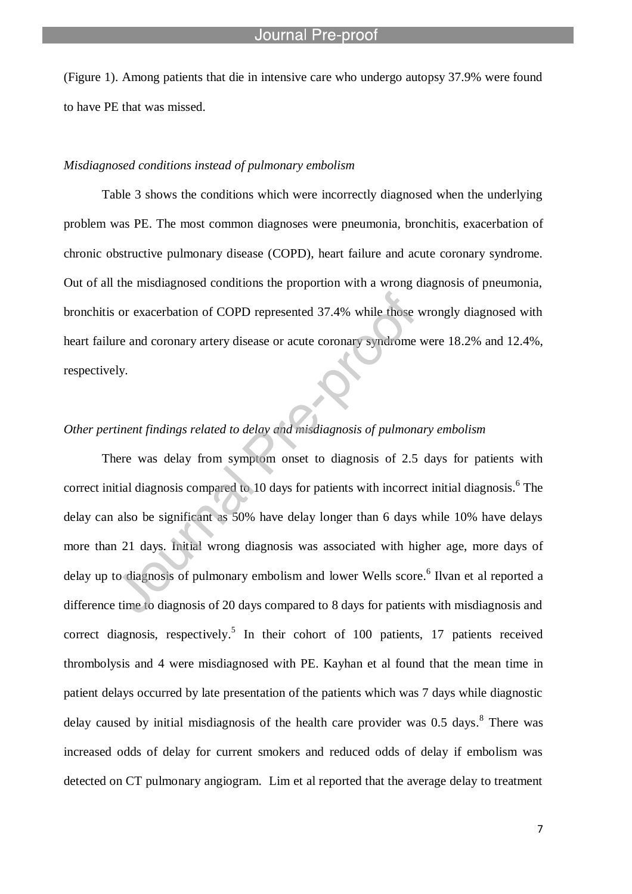(Figure 1). Among patients that die in intensive care who undergo autopsy 37.9% were found to have PE that was missed.

*Misdiagnosed conditions instead of pulmonary embolism*

Table 3 shows the conditions which were incorrectly diagnosed when the underlying problem was PE. The most common diagnoses were pneumonia, bronchitis, exacerbation of chronic obstructive pulmonary disease (COPD), heart failure and acute coronary syndrome. Out of all the misdiagnosed conditions the proportion with a wrong diagnosis of pneumonia, bronchitis or exacerbation of COPD represented 37.4% while those wrongly diagnosed with heart failure and coronary artery disease or acute coronary syndrome were 18.2% and 12.4%, respectively.

*Other pertinent findings related to delay and misdiagnosis of pulmonary embolism*

There was delay from symptom onset to diagnosis of 2.5 days for patients with correct initial diagnosis compared to 10 days for patients with incorrect initial diagnosis.[6] The delay can also be significant as 50% have delay longer than 6 days while 10% have delays more than 21 days. Initial wrong diagnosis was associated with higher age, more days of delay up to diagnosis of pulmonary embolism and lower Wells score.[6] Ilvan et al reported a difference time to diagnosis of 20 days compared to 8 days for patients with misdiagnosis and correct diagnosis, respectively.[5] In their cohort of 100 patients, 17 patients received thrombolysis and 4 were misdiagnosed with PE. Kayhan et al found that the mean time in patient delays occurred by late presentation of the patients which was 7 days while diagnostic delay caused by initial misdiagnosis of the health care provider was 0.5 days.[8] There was increased odds of delay for current smokers and reduced odds of delay if embolism was detected on CT pulmonary angiogram. Lim et al reported that the average delay to treatment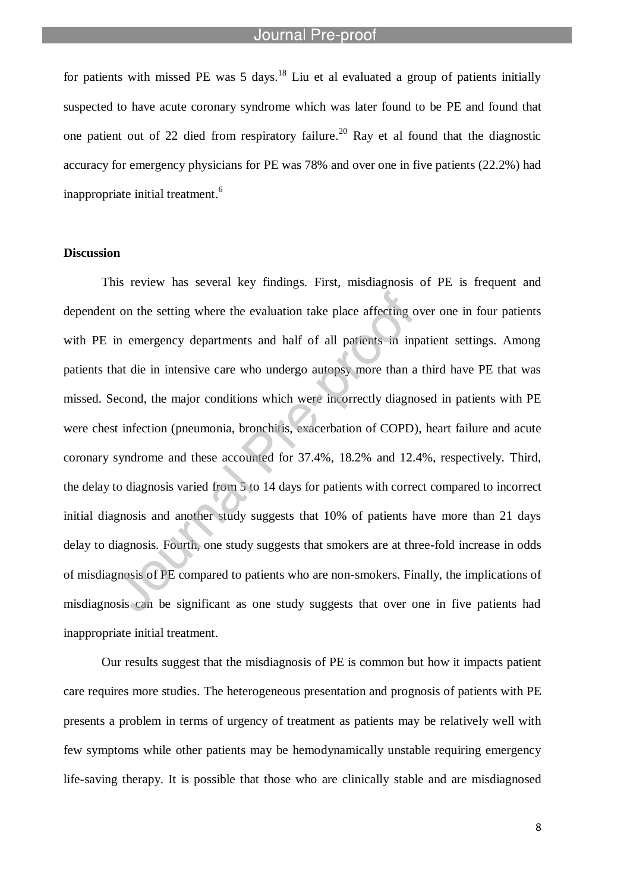for patients with missed PE was 5 days.[18] Liu et al evaluated a group of patients initially suspected to have acute coronary syndrome which was later found to be PE and found that one patient out of 22 died from respiratory failure.[20] Ray et al found that the diagnostic accuracy for emergency physicians for PE was 78% and over one in five patients (22.2%) had inappropriate initial treatment.[6]

**Discussion**

This review has several key findings. First, misdiagnosis of PE is frequent and dependent on the setting where the evaluation take place affecting over one in four patients with PE in emergency departments and half of all patients in inpatient settings. Among patients that die in intensive care who undergo autopsy more than a third have PE that was missed. Second, the major conditions which were incorrectly diagnosed in patients with PE were chest infection (pneumonia, bronchitis, exacerbation of COPD), heart failure and acute coronary syndrome and these accounted for 37.4%, 18.2% and 12.4%, respectively. Third, the delay to diagnosis varied from 5 to 14 days for patients with correct compared to incorrect initial diagnosis and another study suggests that 10% of patients have more than 21 days delay to diagnosis. Fourth, one study suggests that smokers are at three-fold increase in odds of misdiagnosis of PE compared to patients who are non-smokers. Finally, the implications of misdiagnosis can be significant as one study suggests that over one in five patients had inappropriate initial treatment.

Our results suggest that the misdiagnosis of PE is common but how it impacts patient care requires more studies. The heterogeneous presentation and prognosis of patients with PE presents a problem in terms of urgency of treatment as patients may be relatively well with few symptoms while other patients may be hemodynamically unstable requiring emergency life-saving therapy. It is possible that those who are clinically stable and are misdiagnosed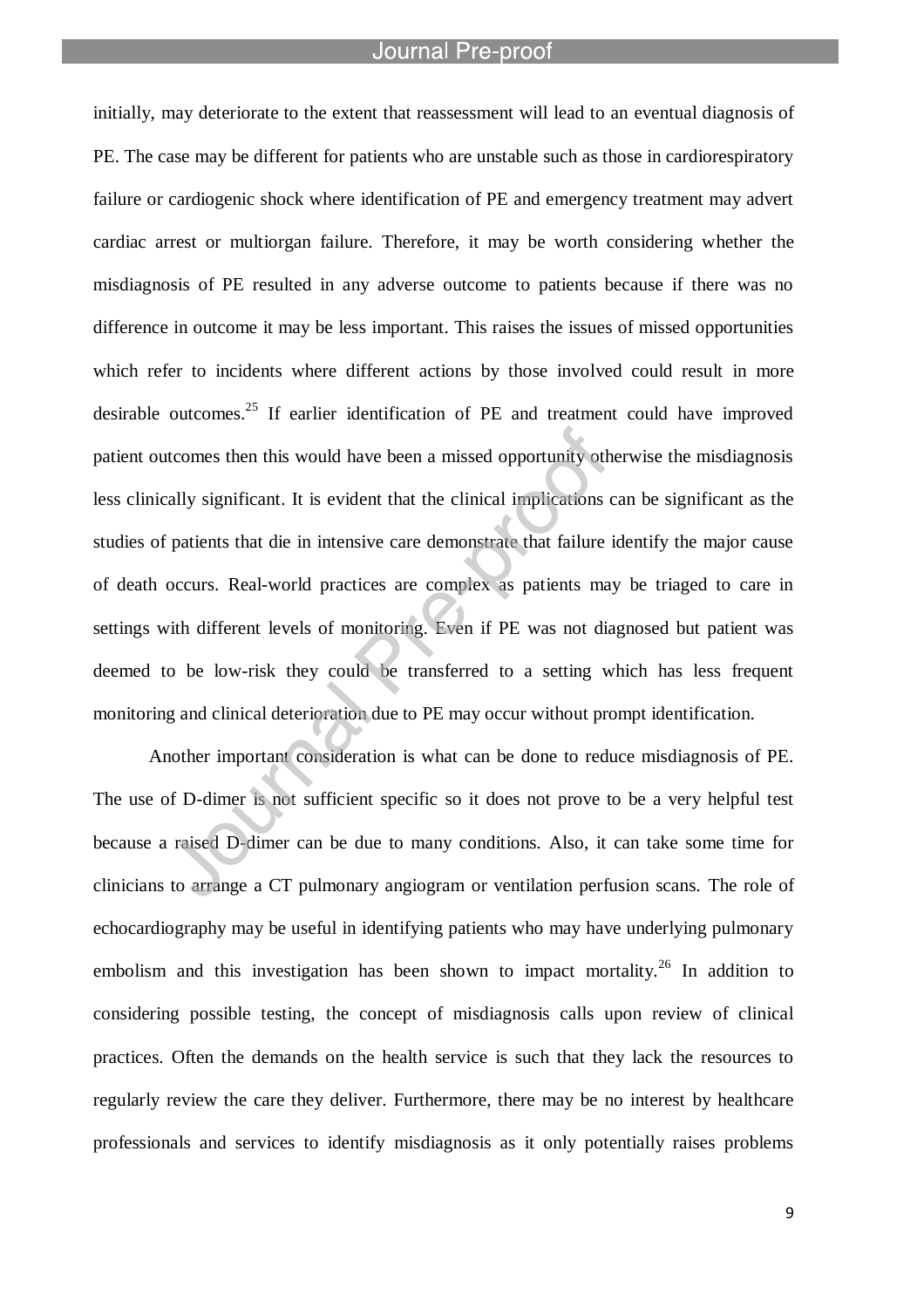initially, may deteriorate to the extent that reassessment will lead to an eventual diagnosis of PE. The case may be different for patients who are unstable such as those in cardiorespiratory failure or cardiogenic shock where identification of PE and emergency treatment may advert cardiac arrest or multiorgan failure. Therefore, it may be worth considering whether the misdiagnosis of PE resulted in any adverse outcome to patients because if there was no difference in outcome it may be less important. This raises the issues of missed opportunities which refer to incidents where different actions by those involved could result in more desirable outcomes.[25] If earlier identification of PE and treatment could have improved patient outcomes then this would have been a missed opportunity otherwise the misdiagnosis less clinically significant. It is evident that the clinical implications can be significant as the studies of patients that die in intensive care demonstrate that failure identify the major cause of death occurs. Real-world practices are complex as patients may be triaged to care in settings with different levels of monitoring. Even if PE was not diagnosed but patient was deemed to be low-risk they could be transferred to a setting which has less frequent monitoring and clinical deterioration due to PE may occur without prompt identification.

Another important consideration is what can be done to reduce misdiagnosis of PE. The use of D-dimer is not sufficient specific so it does not prove to be a very helpful test because a raised D-dimer can be due to many conditions. Also, it can take some time for clinicians to arrange a CT pulmonary angiogram or ventilation perfusion scans. The role of echocardiography may be useful in identifying patients who may have underlying pulmonary embolism and this investigation has been shown to impact mortality.[26] In addition to considering possible testing, the concept of misdiagnosis calls upon review of clinical practices. Often the demands on the health service is such that they lack the resources to regularly review the care they deliver. Furthermore, there may be no interest by healthcare professionals and services to identify misdiagnosis as it only potentially raises problems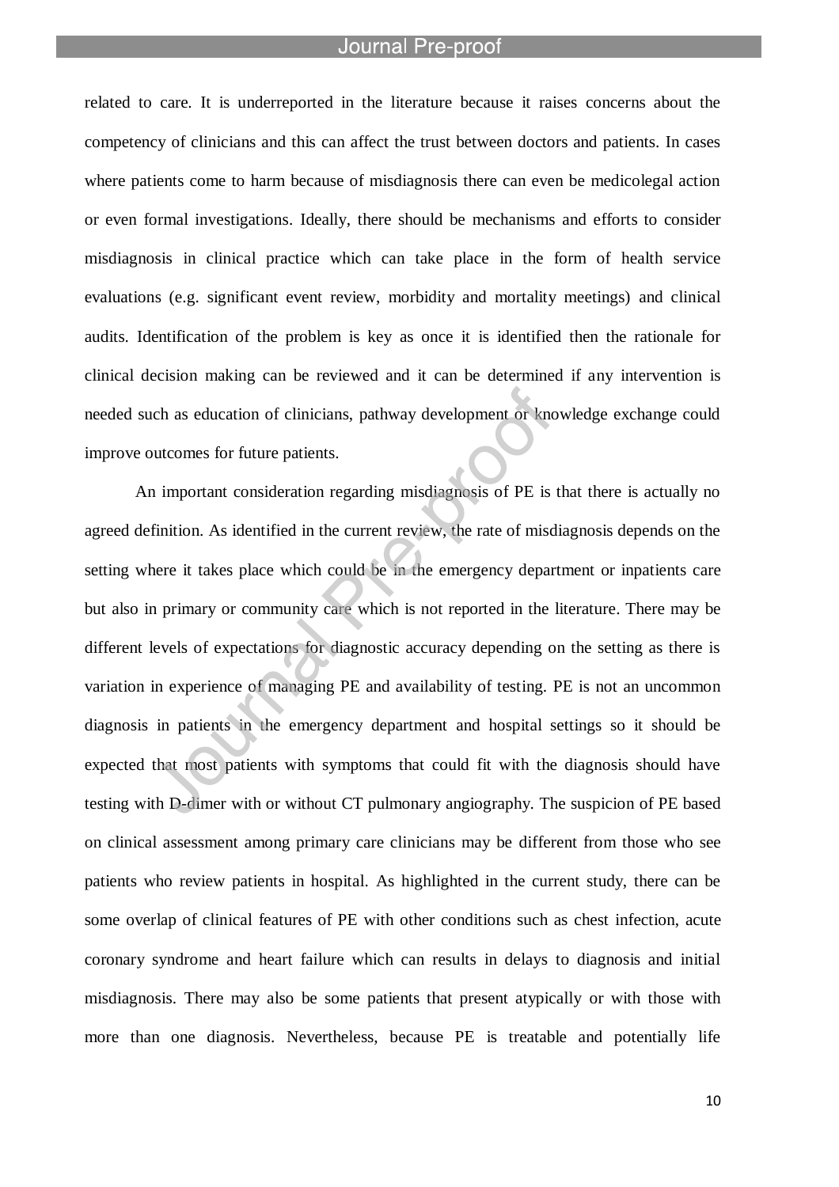related to care. It is underreported in the literature because it raises concerns about the competency of clinicians and this can affect the trust between doctors and patients. In cases where patients come to harm because of misdiagnosis there can even be medicolegal action or even formal investigations. Ideally, there should be mechanisms and efforts to consider misdiagnosis in clinical practice which can take place in the form of health service evaluations (e.g. significant event review, morbidity and mortality meetings) and clinical audits. Identification of the problem is key as once it is identified then the rationale for clinical decision making can be reviewed and it can be determined if any intervention is needed such as education of clinicians, pathway development or knowledge exchange could improve outcomes for future patients.

An important consideration regarding misdiagnosis of PE is that there is actually no agreed definition. As identified in the current review, the rate of misdiagnosis depends on the setting where it takes place which could be in the emergency department or inpatients care but also in primary or community care which is not reported in the literature. There may be different levels of expectations for diagnostic accuracy depending on the setting as there is variation in experience of managing PE and availability of testing. PE is not an uncommon diagnosis in patients in the emergency department and hospital settings so it should be expected that most patients with symptoms that could fit with the diagnosis should have testing with D-dimer with or without CT pulmonary angiography. The suspicion of PE based on clinical assessment among primary care clinicians may be different from those who see patients who review patients in hospital. As highlighted in the current study, there can be some overlap of clinical features of PE with other conditions such as chest infection, acute coronary syndrome and heart failure which can results in delays to diagnosis and initial misdiagnosis. There may also be some patients that present atypically or with those with more than one diagnosis. Nevertheless, because PE is treatable and potentially life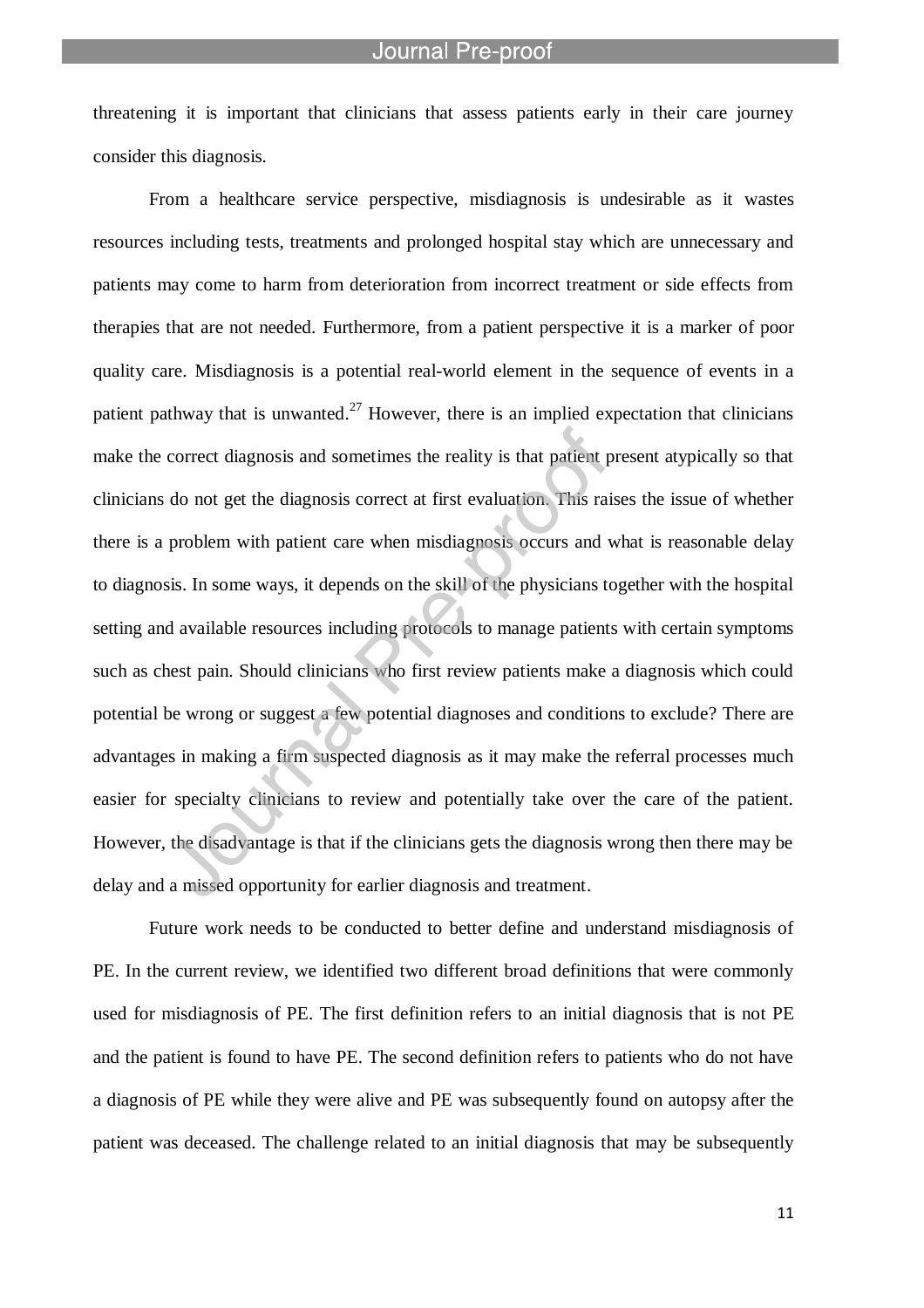threatening it is important that clinicians that assess patients early in their care journey consider this diagnosis.

From a healthcare service perspective, misdiagnosis is undesirable as it wastes resources including tests, treatments and prolonged hospital stay which are unnecessary and patients may come to harm from deterioration from incorrect treatment or side effects from therapies that are not needed. Furthermore, from a patient perspective it is a marker of poor quality care. Misdiagnosis is a potential real-world element in the sequence of events in a patient pathway that is unwanted.[27] However, there is an implied expectation that clinicians make the correct diagnosis and sometimes the reality is that patient present atypically so that clinicians do not get the diagnosis correct at first evaluation. This raises the issue of whether there is a problem with patient care when misdiagnosis occurs and what is reasonable delay to diagnosis. In some ways, it depends on the skill of the physicians together with the hospital setting and available resources including protocols to manage patients with certain symptoms such as chest pain. Should clinicians who first review patients make a diagnosis which could potential be wrong or suggest a few potential diagnoses and conditions to exclude? There are advantages in making a firm suspected diagnosis as it may make the referral processes much easier for specialty clinicians to review and potentially take over the care of the patient. However, the disadvantage is that if the clinicians gets the diagnosis wrong then there may be delay and a missed opportunity for earlier diagnosis and treatment.

Future work needs to be conducted to better define and understand misdiagnosis of PE. In the current review, we identified two different broad definitions that were commonly used for misdiagnosis of PE. The first definition refers to an initial diagnosis that is not PE and the patient is found to have PE. The second definition refers to patients who do not have a diagnosis of PE while they were alive and PE was subsequently found on autopsy after the patient was deceased. The challenge related to an initial diagnosis that may be subsequently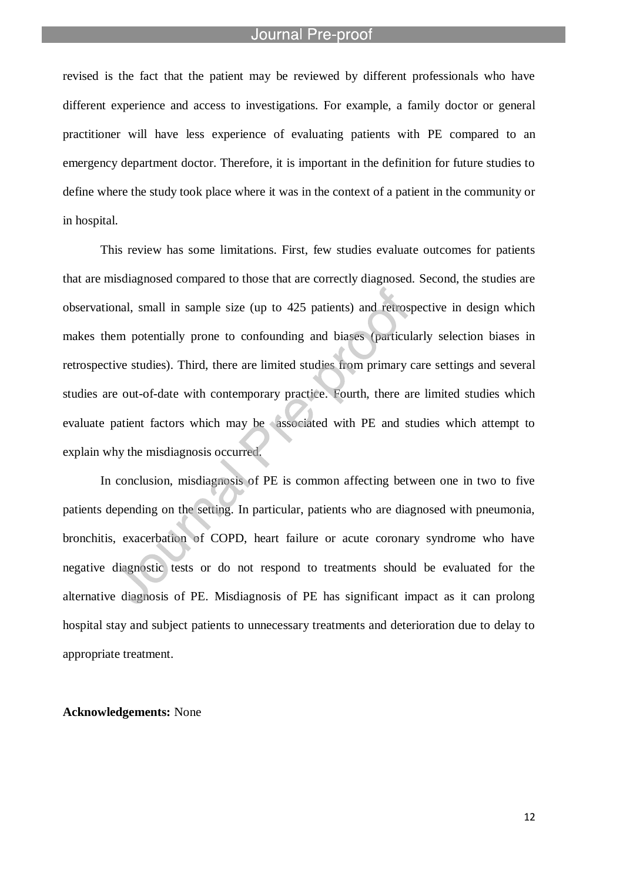revised is the fact that the patient may be reviewed by different professionals who have different experience and access to investigations. For example, a family doctor or general practitioner will have less experience of evaluating patients with PE compared to an emergency department doctor. Therefore, it is important in the definition for future studies to define where the study took place where it was in the context of a patient in the community or in hospital.

This review has some limitations. First, few studies evaluate outcomes for patients that are misdiagnosed compared to those that are correctly diagnosed. Second, the studies are observational, small in sample size (up to 425 patients) and retrospective in design which makes them potentially prone to confounding and biases (particularly selection biases in retrospective studies). Third, there are limited studies from primary care settings and several studies are out-of-date with contemporary practice. Fourth, there are limited studies which evaluate patient factors which may be associated with PE and studies which attempt to explain why the misdiagnosis occurred.

In conclusion, misdiagnosis of PE is common affecting between one in two to five patients depending on the setting. In particular, patients who are diagnosed with pneumonia, bronchitis, exacerbation of COPD, heart failure or acute coronary syndrome who have negative diagnostic tests or do not respond to treatments should be evaluated for the alternative diagnosis of PE. Misdiagnosis of PE has significant impact as it can prolong hospital stay and subject patients to unnecessary treatments and deterioration due to delay to appropriate treatment.

**Acknowledgements:** None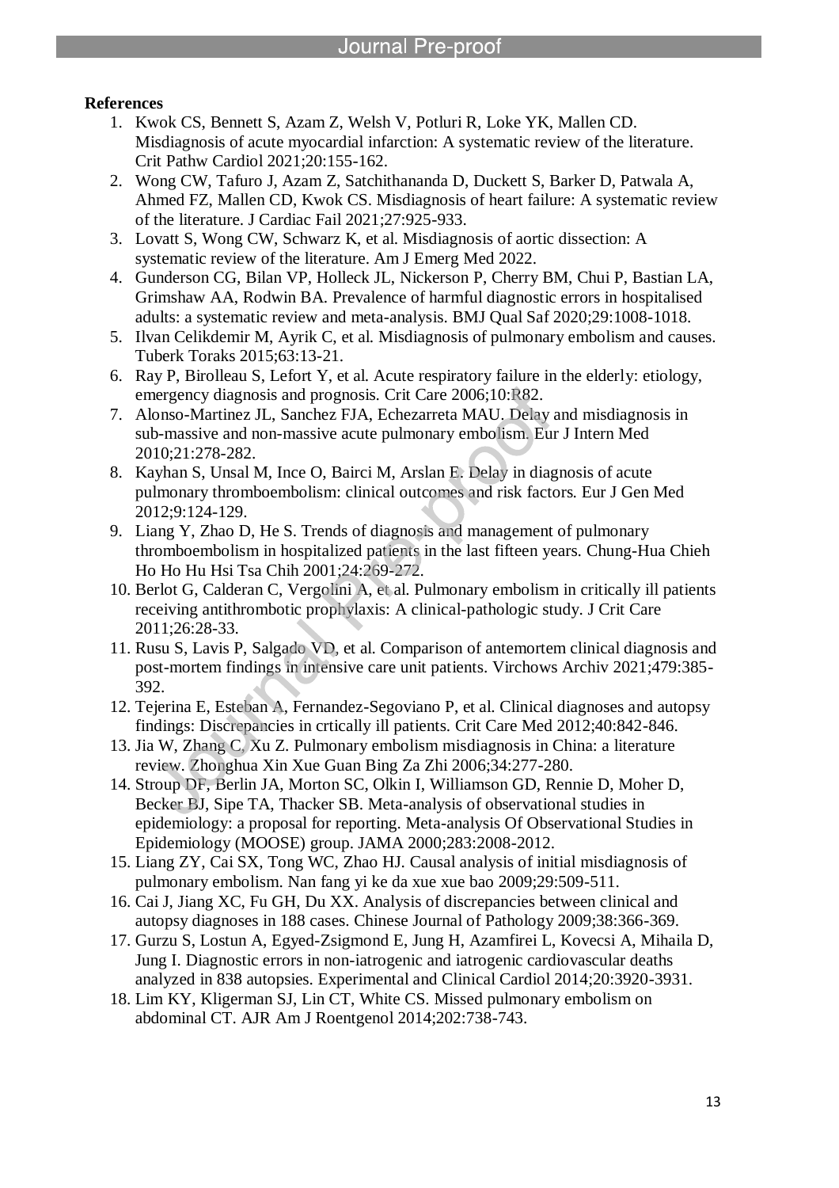**References**

1. Kwok CS, Bennett S, Azam Z, Welsh V, Potluri R, Loke YK, Mallen CD. Misdiagnosis of acute myocardial infarction: A systematic review of the literature. Crit Pathw Cardiol 2021;20:155-162.
2. Wong CW, Tafuro J, Azam Z, Satchithananda D, Duckett S, Barker D, Patwala A, Ahmed FZ, Mallen CD, Kwok CS. Misdiagnosis of heart failure: A systematic review of the literature. J Cardiac Fail 2021;27:925-933.
3. Lovatt S, Wong CW, Schwarz K, et al. Misdiagnosis of aortic dissection: A systematic review of the literature. Am J Emerg Med 2022.
4. Gunderson CG, Bilan VP, Holleck JL, Nickerson P, Cherry BM, Chui P, Bastian LA, Grimshaw AA, Rodwin BA. Prevalence of harmful diagnostic errors in hospitalised adults: a systematic review and meta-analysis. BMJ Qual Saf 2020;29:1008-1018.
5. Ilvan Celikdemir M, Ayrik C, et al. Misdiagnosis of pulmonary embolism and causes. Tuberk Toraks 2015;63:13-21.
6. Ray P, Birolleau S, Lefort Y, et al. Acute respiratory failure in the elderly: etiology, emergency diagnosis and prognosis. Crit Care 2006;10:R82.
7. Alonso-Martinez JL, Sanchez FJA, Echezarreta MAU. Delay and misdiagnosis in sub-massive and non-massive acute pulmonary embolism. Eur J Intern Med 2010;21:278-282.
8. Kayhan S, Unsal M, Ince O, Bairci M, Arslan E. Delay in diagnosis of acute pulmonary thromboembolism: clinical outcomes and risk factors. Eur J Gen Med 2012;9:124-129.
9. Liang Y, Zhao D, He S. Trends of diagnosis and management of pulmonary thromboembolism in hospitalized patients in the last fifteen years. Chung-Hua Chieh Ho Ho Hu Hsi Tsa Chih 2001;24:269-272.
10. Berlot G, Calderan C, Vergolini A, et al. Pulmonary embolism in critically ill patients receiving antithrombotic prophylaxis: A clinical-pathologic study. J Crit Care 2011;26:28-33.
11. Rusu S, Lavis P, Salgado VD, et al. Comparison of antemortem clinical diagnosis and post-mortem findings in intensive care unit patients. Virchows Archiv 2021;479:385-392.
12. Tejerina E, Esteban A, Fernandez-Segoviano P, et al. Clinical diagnoses and autopsy findings: Discrepancies in crtically ill patients. Crit Care Med 2012;40:842-846.
13. Jia W, Zhang C, Xu Z. Pulmonary embolism misdiagnosis in China: a literature review. Zhonghua Xin Xue Guan Bing Za Zhi 2006;34:277-280.
14. Stroup DF, Berlin JA, Morton SC, Olkin I, Williamson GD, Rennie D, Moher D, Becker BJ, Sipe TA, Thacker SB. Meta-analysis of observational studies in epidemiology: a proposal for reporting. Meta-analysis Of Observational Studies in Epidemiology (MOOSE) group. JAMA 2000;283:2008-2012.
15. Liang ZY, Cai SX, Tong WC, Zhao HJ. Causal analysis of initial misdiagnosis of pulmonary embolism. Nan fang yi ke da xue xue bao 2009;29:509-511.
16. Cai J, Jiang XC, Fu GH, Du XX. Analysis of discrepancies between clinical and autopsy diagnoses in 188 cases. Chinese Journal of Pathology 2009;38:366-369.
17. Gurzu S, Lostun A, Egyed-Zsigmond E, Jung H, Azamfirei L, Kovecsi A, Mihaila D, Jung I. Diagnostic errors in non-iatrogenic and iatrogenic cardiovascular deaths analyzed in 838 autopsies. Experimental and Clinical Cardiol 2014;20:3920-3931.
18. Lim KY, Kligerman SJ, Lin CT, White CS. Missed pulmonary embolism on abdominal CT. AJR Am J Roentgenol 2014;202:738-743.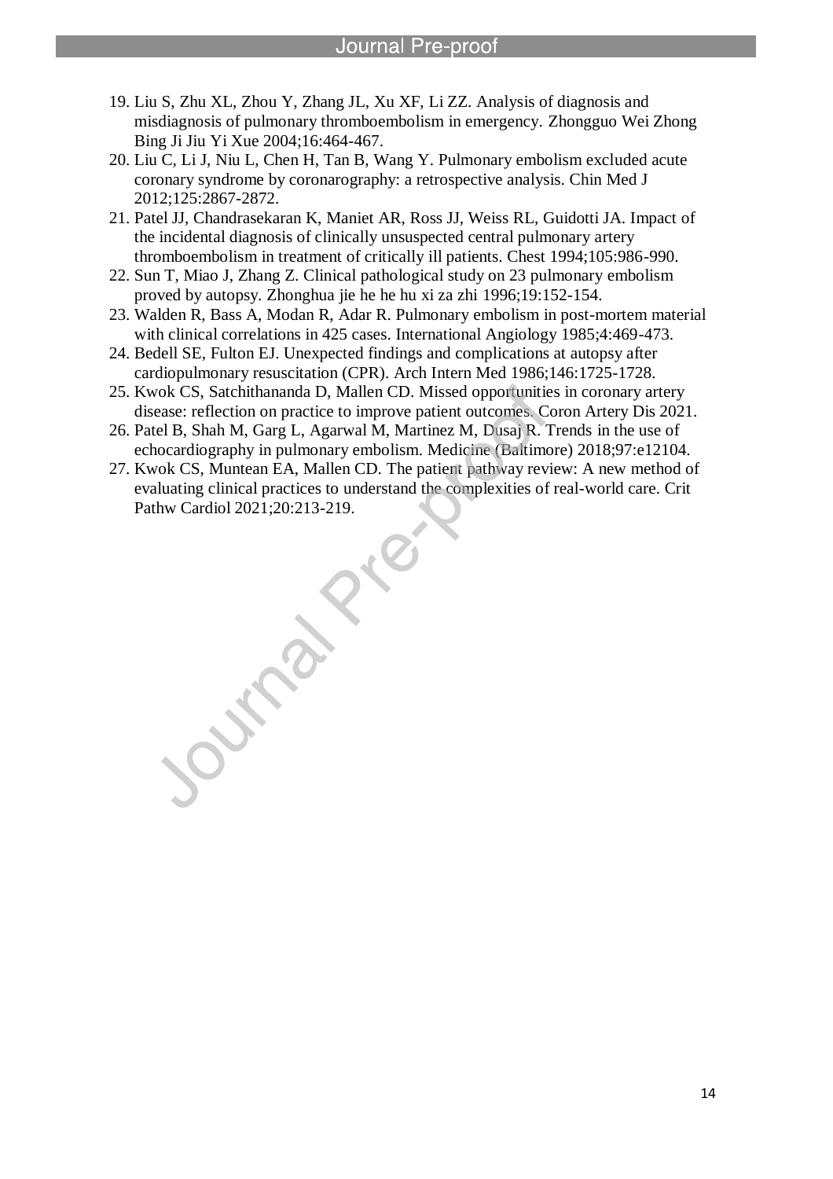19. Liu S, Zhu XL, Zhou Y, Zhang JL, Xu XF, Li ZZ. Analysis of diagnosis and misdiagnosis of pulmonary thromboembolism in emergency. Zhongguo Wei Zhong Bing Ji Jiu Yi Xue 2004;16:464-467.
20. Liu C, Li J, Niu L, Chen H, Tan B, Wang Y. Pulmonary embolism excluded acute coronary syndrome by coronarography: a retrospective analysis. Chin Med J 2012;125:2867-2872.
21. Patel JJ, Chandrasekaran K, Maniet AR, Ross JJ, Weiss RL, Guidotti JA. Impact of the incidental diagnosis of clinically unsuspected central pulmonary artery thromboembolism in treatment of critically ill patients. Chest 1994;105:986-990.
22. Sun T, Miao J, Zhang Z. Clinical pathological study on 23 pulmonary embolism proved by autopsy. Zhonghua jie he he hu xi za zhi 1996;19:152-154.
23. Walden R, Bass A, Modan R, Adar R. Pulmonary embolism in post-mortem material with clinical correlations in 425 cases. International Angiology 1985;4:469-473.
24. Bedell SE, Fulton EJ. Unexpected findings and complications at autopsy after cardiopulmonary resuscitation (CPR). Arch Intern Med 1986;146:1725-1728.
25. Kwok CS, Satchithananda D, Mallen CD. Missed opportunities in coronary artery disease: reflection on practice to improve patient outcomes. Coron Artery Dis 2021.
26. Patel B, Shah M, Garg L, Agarwal M, Martinez M, Dusaj R. Trends in the use of echocardiography in pulmonary embolism. Medicine (Baltimore) 2018;97:e12104.
27. Kwok CS, Muntean EA, Mallen CD. The patient pathway review: A new method of evaluating clinical practices to understand the complexities of real-world care. Crit Pathw Cardiol 2021;20:213-219.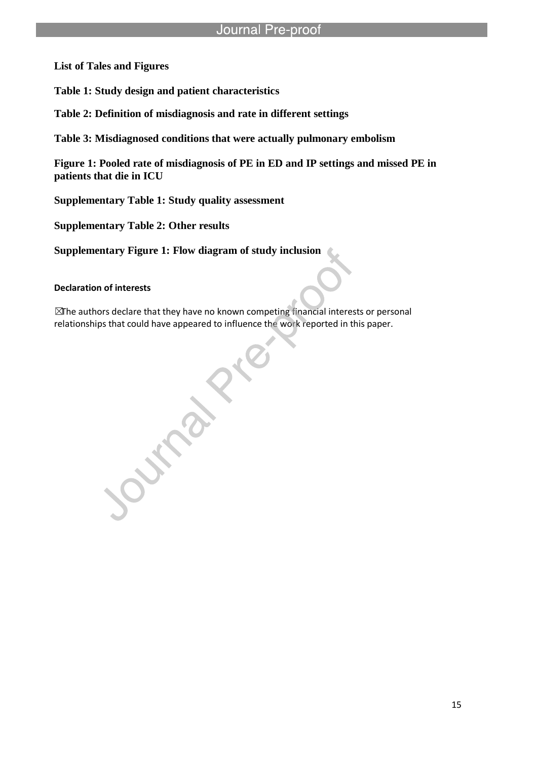**List of Tales and Figures**

**Table 1: Study design and patient characteristics**

**Table 2: Definition of misdiagnosis and rate in different settings**

**Table 3: Misdiagnosed conditions that were actually pulmonary embolism**

**Figure 1: Pooled rate of misdiagnosis of PE in ED and IP settings and missed PE in patients that die in ICU**

**Supplementary Table 1: Study quality assessment**

**Supplementary Table 2: Other results**

**Supplementary Figure 1: Flow diagram of study inclusion**

**Declaration of interests**

☒The authors declare that they have no known competing financial interests or personal relationships that could have appeared to influence the work reported in this paper.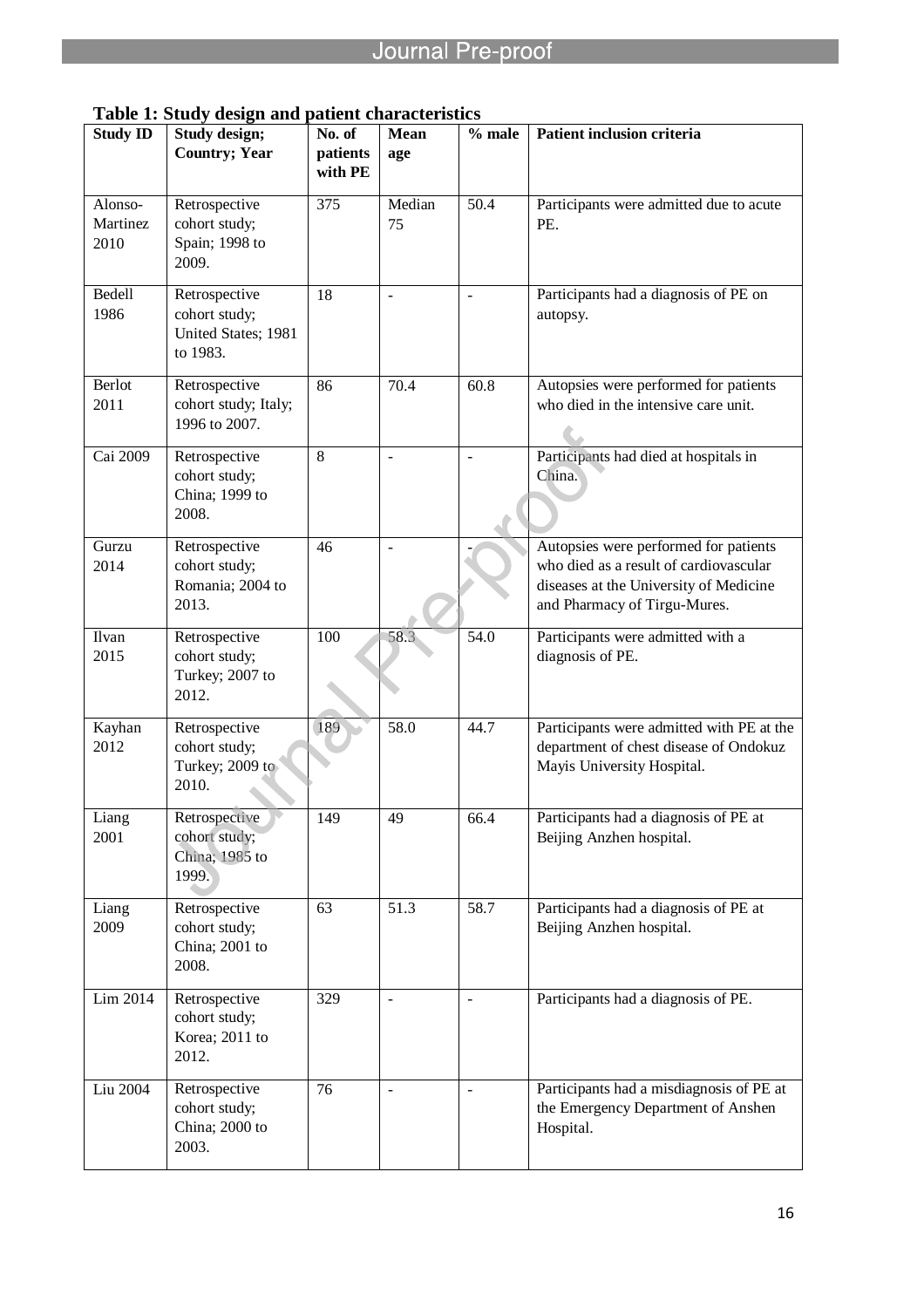**Table 1: Study design and patient characteristics**

| Study ID | Study design; Country; Year | No. of patients with PE | Mean age | % male | Patient inclusion criteria |
|---|---|---|---|---|---|
| Alonso-Martinez 2010 | Retrospective cohort study; Spain; 1998 to 2009. | 375 | Median 75 | 50.4 | Participants were admitted due to acute PE. |
| Bedell 1986 | Retrospective cohort study; United States; 1981 to 1983. | 18 | - | - | Participants had a diagnosis of PE on autopsy. |
| Berlot 2011 | Retrospective cohort study; Italy; 1996 to 2007. | 86 | 70.4 | 60.8 | Autopsies were performed for patients who died in the intensive care unit. |
| Cai 2009 | Retrospective cohort study; China; 1999 to 2008. | 8 | - | - | Participants had died at hospitals in China. |
| Gurzu 2014 | Retrospective cohort study; Romania; 2004 to 2013. | 46 | - | - | Autopsies were performed for patients who died as a result of cardiovascular diseases at the University of Medicine and Pharmacy of Tirgu-Mures. |
| Ilvan 2015 | Retrospective cohort study; Turkey; 2007 to 2012. | 100 | 58.3 | 54.0 | Participants were admitted with a diagnosis of PE. |
| Kayhan 2012 | Retrospective cohort study; Turkey; 2009 to 2010. | 189 | 58.0 | 44.7 | Participants were admitted with PE at the department of chest disease of Ondokuz Mayis University Hospital. |
| Liang 2001 | Retrospective cohort study; China; 1985 to 1999. | 149 | 49 | 66.4 | Participants had a diagnosis of PE at Beijing Anzhen hospital. |
| Liang 2009 | Retrospective cohort study; China; 2001 to 2008. | 63 | 51.3 | 58.7 | Participants had a diagnosis of PE at Beijing Anzhen hospital. |
| Lim 2014 | Retrospective cohort study; Korea; 2011 to 2012. | 329 | - | - | Participants had a diagnosis of PE. |
| Liu 2004 | Retrospective cohort study; China; 2000 to 2003. | 76 | - | - | Participants had a misdiagnosis of PE at the Emergency Department of Anshen Hospital. |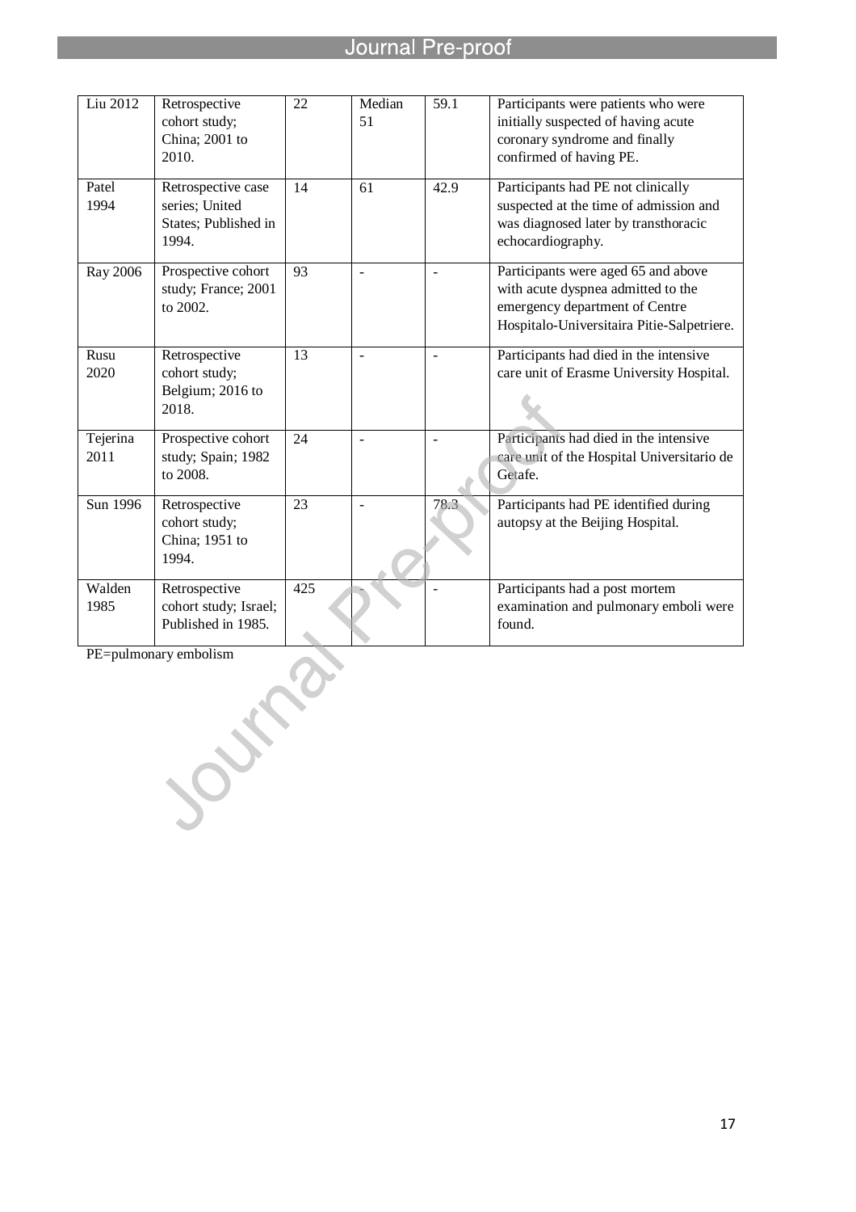| Liu 2012 | Retrospective cohort study; China; 2001 to 2010. | 22 | Median 51 | 59.1 | Participants were patients who were initially suspected of having acute coronary syndrome and finally confirmed of having PE. |
|---|---|---|---|---|---|
| Patel 1994 | Retrospective case series; United States; Published in 1994. | 14 | 61 | 42.9 | Participants had PE not clinically suspected at the time of admission and was diagnosed later by transthoracic echocardiography. |
| Ray 2006 | Prospective cohort study; France; 2001 to 2002. | 93 | - | - | Participants were aged 65 and above with acute dyspnea admitted to the emergency department of Centre Hospitalo-Universitaira Pitie-Salpetriere. |
| Rusu 2020 | Retrospective cohort study; Belgium; 2016 to 2018. | 13 | - | - | Participants had died in the intensive care unit of Erasme University Hospital. |
| Tejerina 2011 | Prospective cohort study; Spain; 1982 to 2008. | 24 | - | - | Participants had died in the intensive care unit of the Hospital Universitario de Getafe. |
| Sun 1996 | Retrospective cohort study; China; 1951 to 1994. | 23 | - | 78.3 | Participants had PE identified during autopsy at the Beijing Hospital. |
| Walden 1985 | Retrospective cohort study; Israel; Published in 1985. | 425 | - | - | Participants had a post mortem examination and pulmonary emboli were found. |

PE=pulmonary embolism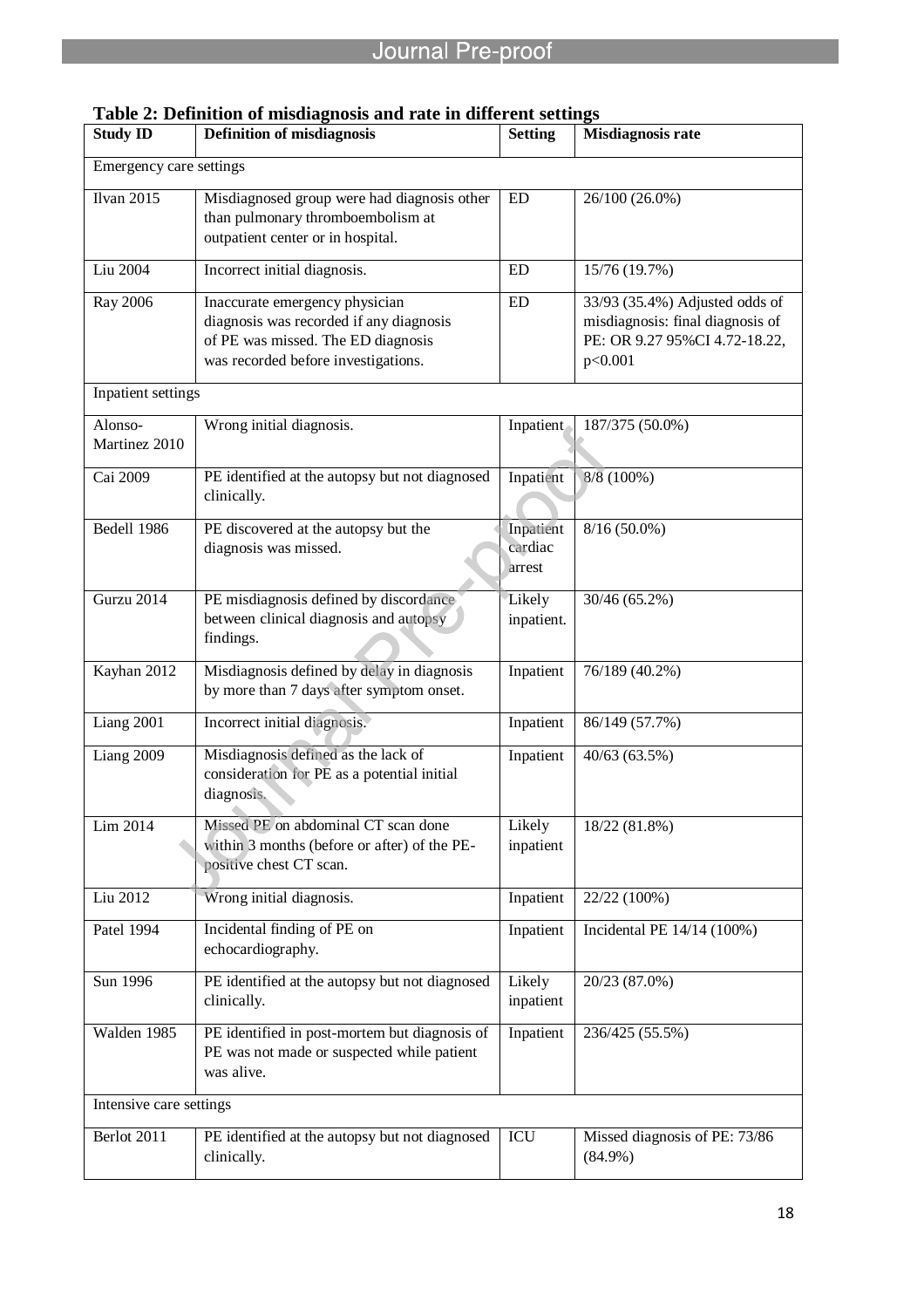**Table 2: Definition of misdiagnosis and rate in different settings**

| Study ID | Definition of misdiagnosis | Setting | Misdiagnosis rate |
|---|---|---|---|
| Emergency care settings | | | |
| Ilvan 2015 | Misdiagnosed group were had diagnosis other than pulmonary thromboembolism at outpatient center or in hospital. | ED | 26/100 (26.0%) |
| Liu 2004 | Incorrect initial diagnosis. | ED | 15/76 (19.7%) |
| Ray 2006 | Inaccurate emergency physician diagnosis was recorded if any diagnosis of PE was missed. The ED diagnosis was recorded before investigations. | ED | 33/93 (35.4%) Adjusted odds of misdiagnosis: final diagnosis of PE: OR 9.27 95%CI 4.72-18.22, p<0.001 |
| Inpatient settings | | | |
| Alonso-Martinez 2010 | Wrong initial diagnosis. | Inpatient | 187/375 (50.0%) |
| Cai 2009 | PE identified at the autopsy but not diagnosed clinically. | Inpatient | 8/8 (100%) |
| Bedell 1986 | PE discovered at the autopsy but the diagnosis was missed. | Inpatient cardiac arrest | 8/16 (50.0%) |
| Gurzu 2014 | PE misdiagnosis defined by discordance between clinical diagnosis and autopsy findings. | Likely inpatient. | 30/46 (65.2%) |
| Kayhan 2012 | Misdiagnosis defined by delay in diagnosis by more than 7 days after symptom onset. | Inpatient | 76/189 (40.2%) |
| Liang 2001 | Incorrect initial diagnosis. | Inpatient | 86/149 (57.7%) |
| Liang 2009 | Misdiagnosis defined as the lack of consideration for PE as a potential initial diagnosis. | Inpatient | 40/63 (63.5%) |
| Lim 2014 | Missed PE on abdominal CT scan done within 3 months (before or after) of the PE-positive chest CT scan. | Likely inpatient | 18/22 (81.8%) |
| Liu 2012 | Wrong initial diagnosis. | Inpatient | 22/22 (100%) |
| Patel 1994 | Incidental finding of PE on echocardiography. | Inpatient | Incidental PE 14/14 (100%) |
| Sun 1996 | PE identified at the autopsy but not diagnosed clinically. | Likely inpatient | 20/23 (87.0%) |
| Walden 1985 | PE identified in post-mortem but diagnosis of PE was not made or suspected while patient was alive. | Inpatient | 236/425 (55.5%) |
| Intensive care settings | | | |
| Berlot 2011 | PE identified at the autopsy but not diagnosed clinically. | ICU | Missed diagnosis of PE: 73/86 (84.9%) |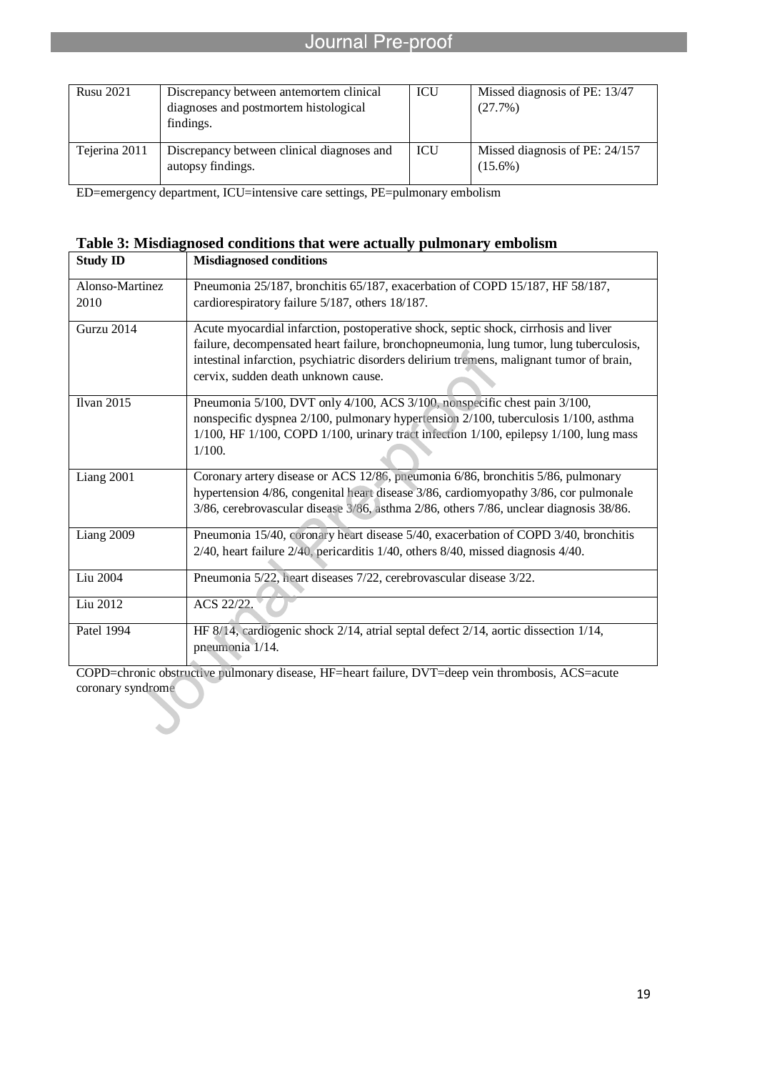| Rusu 2021 | Discrepancy between antemortem clinical diagnoses and postmortem histological findings. | ICU | Missed diagnosis of PE: 13/47 (27.7%) |
|---|---|---|---|
| Tejerina 2011 | Discrepancy between clinical diagnoses and autopsy findings. | ICU | Missed diagnosis of PE: 24/157 (15.6%) |

ED=emergency department, ICU=intensive care settings, PE=pulmonary embolism

**Table 3: Misdiagnosed conditions that were actually pulmonary embolism**

| Study ID | Misdiagnosed conditions |
|---|---|
| Alonso-Martinez 2010 | Pneumonia 25/187, bronchitis 65/187, exacerbation of COPD 15/187, HF 58/187, cardiorespiratory failure 5/187, others 18/187. |
| Gurzu 2014 | Acute myocardial infarction, postoperative shock, septic shock, cirrhosis and liver failure, decompensated heart failure, bronchopneumonia, lung tumor, lung tuberculosis, intestinal infarction, psychiatric disorders delirium tremens, malignant tumor of brain, cervix, sudden death unknown cause. |
| Ilvan 2015 | Pneumonia 5/100, DVT only 4/100, ACS 3/100, nonspecific chest pain 3/100, nonspecific dyspnea 2/100, pulmonary hypertension 2/100, tuberculosis 1/100, asthma 1/100, HF 1/100, COPD 1/100, urinary tract infection 1/100, epilepsy 1/100, lung mass 1/100. |
| Liang 2001 | Coronary artery disease or ACS 12/86, pneumonia 6/86, bronchitis 5/86, pulmonary hypertension 4/86, congenital heart disease 3/86, cardiomyopathy 3/86, cor pulmonale 3/86, cerebrovascular disease 3/86, asthma 2/86, others 7/86, unclear diagnosis 38/86. |
| Liang 2009 | Pneumonia 15/40, coronary heart disease 5/40, exacerbation of COPD 3/40, bronchitis 2/40, heart failure 2/40, pericarditis 1/40, others 8/40, missed diagnosis 4/40. |
| Liu 2004 | Pneumonia 5/22, heart diseases 7/22, cerebrovascular disease 3/22. |
| Liu 2012 | ACS 22/22. |
| Patel 1994 | HF 8/14, cardiogenic shock 2/14, atrial septal defect 2/14, aortic dissection 1/14, pneumonia 1/14. |

COPD=chronic obstructive pulmonary disease, HF=heart failure, DVT=deep vein thrombosis, ACS=acute coronary syndrome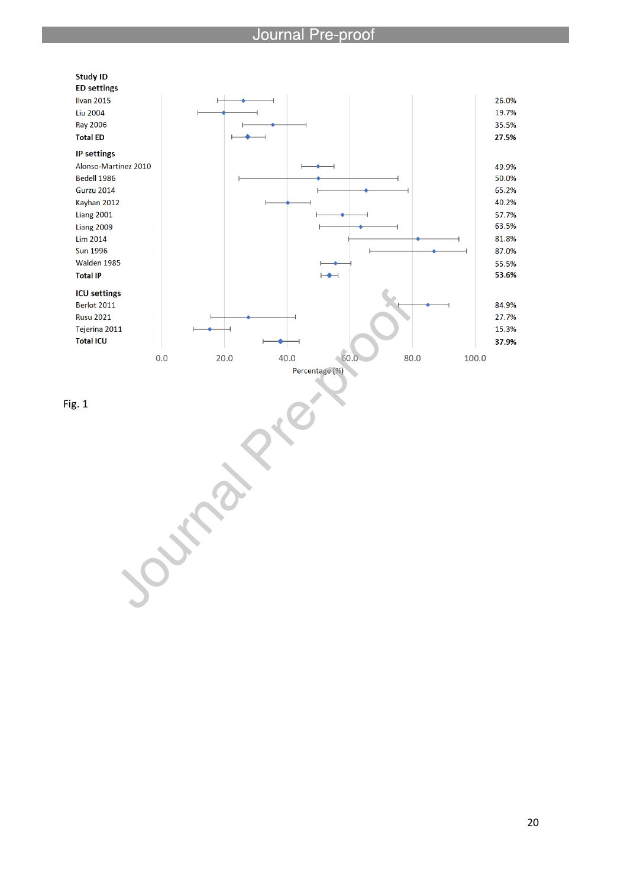Study ID

ED settings

Ilvan 2015 26.0%

Liu 2004 19.7%

Ray 2006 35.5%

Total ED 27.5%

IP settings

Alonso-Martinez 2010 49.9%

Bedell 1986 50.0%

Gurzu 2014 65.2%

Kayhan 2012 40.2%

Liang 2001 57.7%

Liang 2009 63.5%

Lim 2014 81.8%

Sun 1996 87.0%

Walden 1985 55.5%

Total IP 53.6%

ICU settings

Berlot 2011 84.9%

Rusu 2021 27.7%

Tejerina 2011 15.3%

Total ICU 37.9%

0.0 20.0 40.0 60.0 80.0 100.0

Percentage (%)

Fig. 1